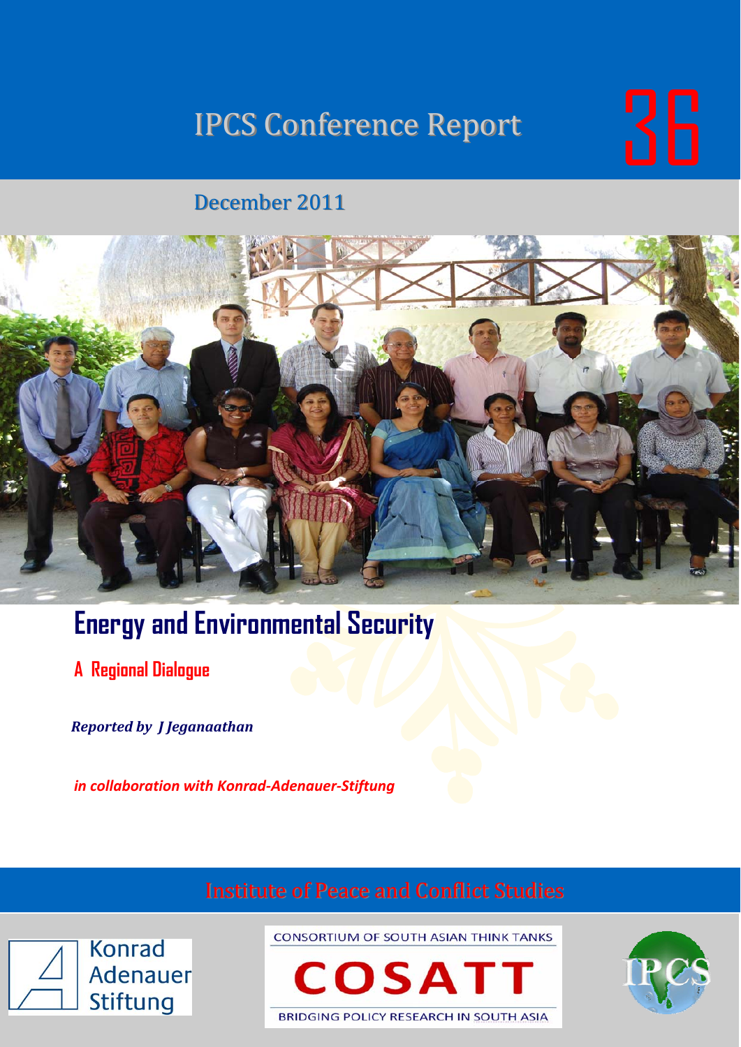# IPCS Conference Report 36

December 2011

# Energy and Environmental Security

## A Regional Dialogue

***Reported by J Jeganaathan***

***in collaboration with Konrad-Adenauer-Stiftung***

Institute of Peace and Conflict Studies

Konrad Adenauer Stiftung

CONSORTIUM OF SOUTH ASIAN THINK TANKS

COSATT

BRIDGING POLICY RESEARCH IN SOUTH ASIA

IPCS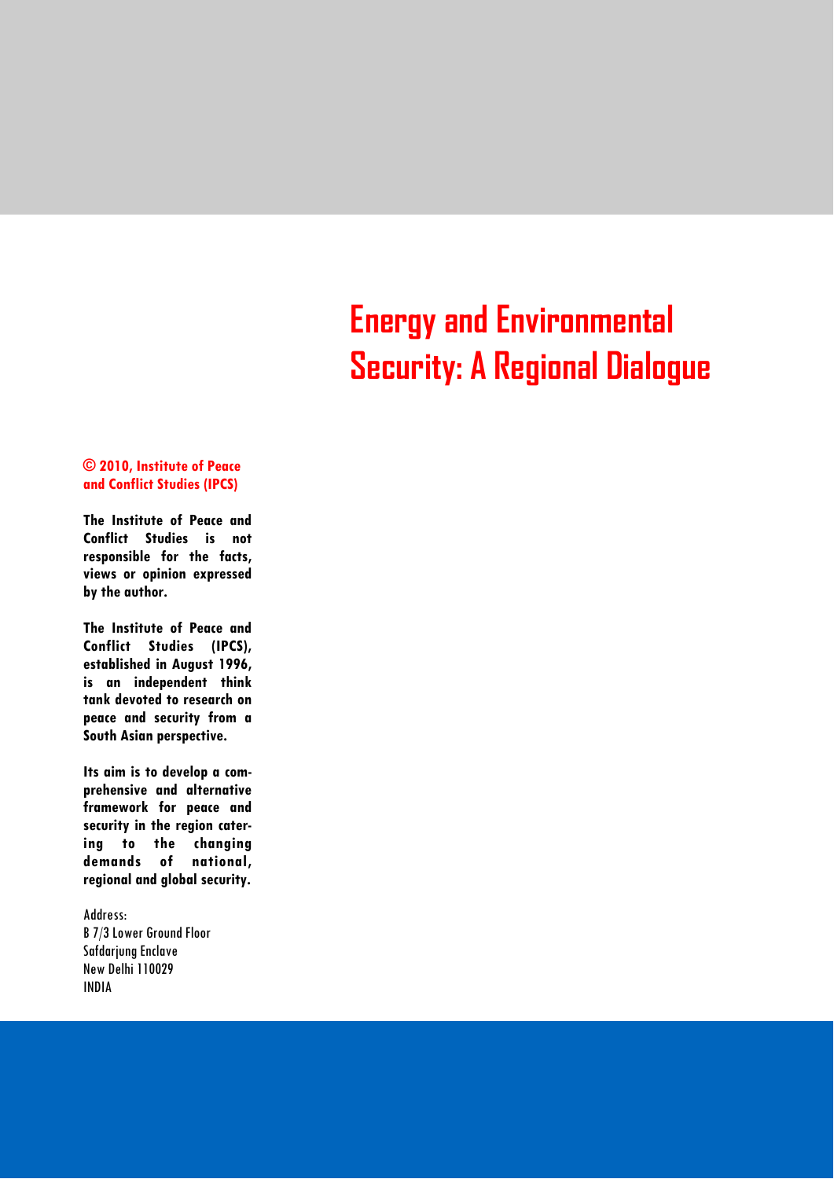# Energy and Environmental Security: A Regional Dialogue

**© 2010, Institute of Peace and Conflict Studies (IPCS)**

**The Institute of Peace and Conflict Studies is not responsible for the facts, views or opinion expressed by the author.**

**The Institute of Peace and Conflict Studies (IPCS), established in August 1996, is an independent think tank devoted to research on peace and security from a South Asian perspective.**

**Its aim is to develop a comprehensive and alternative framework for peace and security in the region catering to the changing demands of national, regional and global security.**

Address:
B 7/3 Lower Ground Floor
Safdarjung Enclave
New Delhi 110029
INDIA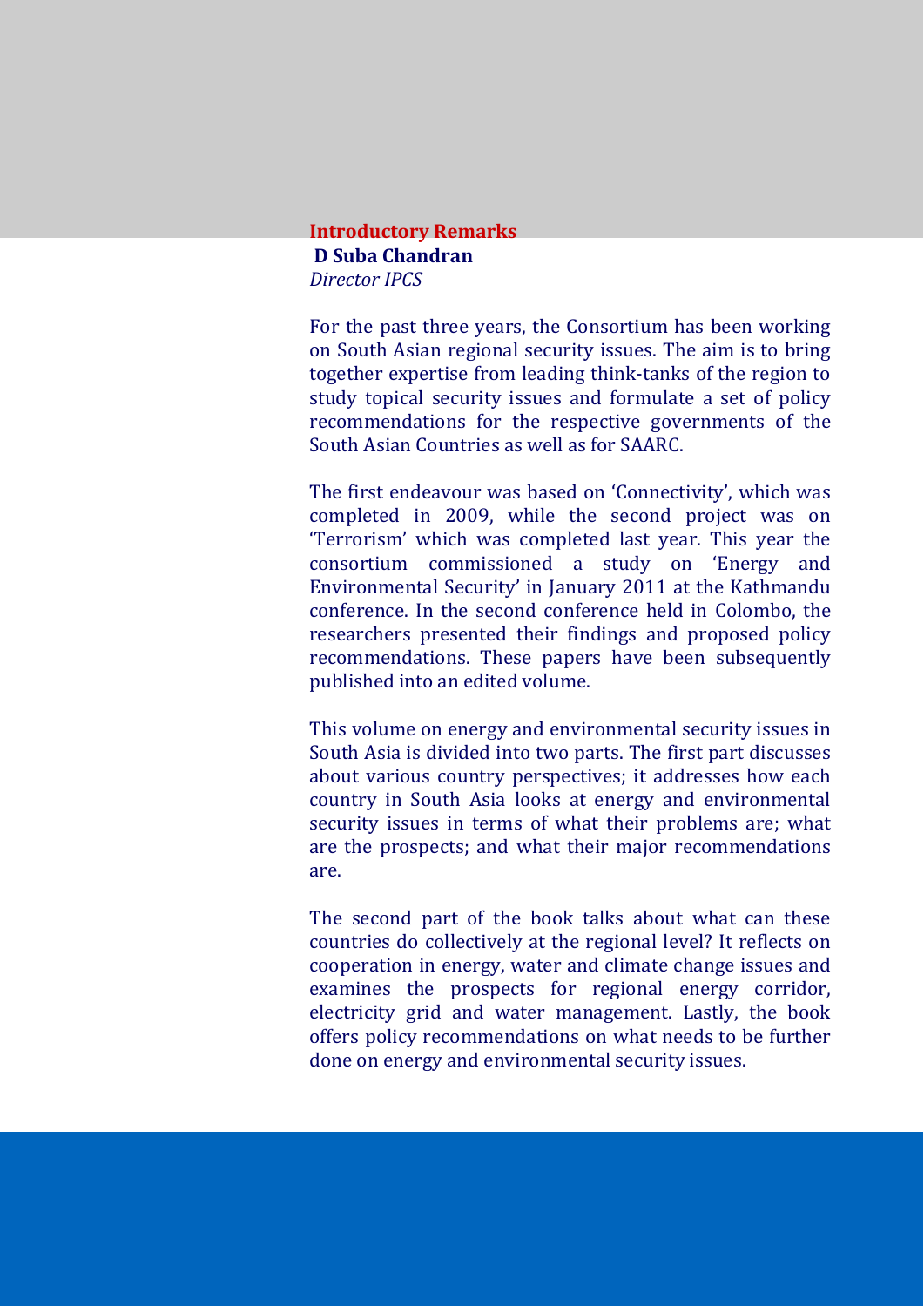## Introductory Remarks

**D Suba Chandran**
*Director IPCS*

For the past three years, the Consortium has been working on South Asian regional security issues. The aim is to bring together expertise from leading think-tanks of the region to study topical security issues and formulate a set of policy recommendations for the respective governments of the South Asian Countries as well as for SAARC.

The first endeavour was based on 'Connectivity', which was completed in 2009, while the second project was on 'Terrorism' which was completed last year. This year the consortium commissioned a study on 'Energy and Environmental Security' in January 2011 at the Kathmandu conference. In the second conference held in Colombo, the researchers presented their findings and proposed policy recommendations. These papers have been subsequently published into an edited volume.

This volume on energy and environmental security issues in South Asia is divided into two parts. The first part discusses about various country perspectives; it addresses how each country in South Asia looks at energy and environmental security issues in terms of what their problems are; what are the prospects; and what their major recommendations are.

The second part of the book talks about what can these countries do collectively at the regional level? It reflects on cooperation in energy, water and climate change issues and examines the prospects for regional energy corridor, electricity grid and water management. Lastly, the book offers policy recommendations on what needs to be further done on energy and environmental security issues.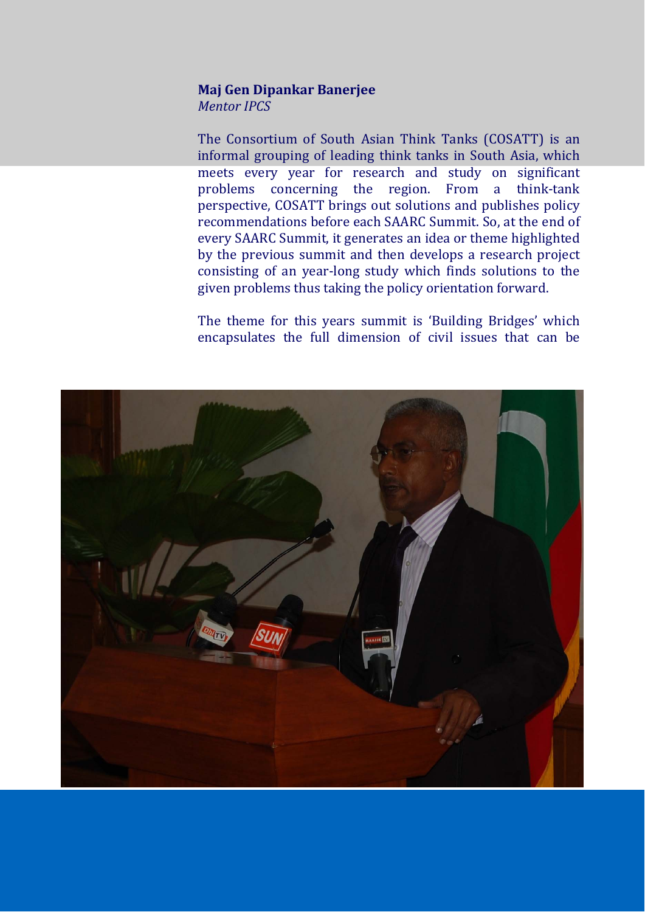**Maj Gen Dipankar Banerjee**
*Mentor IPCS*

The Consortium of South Asian Think Tanks (COSATT) is an informal grouping of leading think tanks in South Asia, which meets every year for research and study on significant problems concerning the region. From a think-tank perspective, COSATT brings out solutions and publishes policy recommendations before each SAARC Summit. So, at the end of every SAARC Summit, it generates an idea or theme highlighted by the previous summit and then develops a research project consisting of an year-long study which finds solutions to the given problems thus taking the policy orientation forward.

The theme for this years summit is 'Building Bridges' which encapsulates the full dimension of civil issues that can be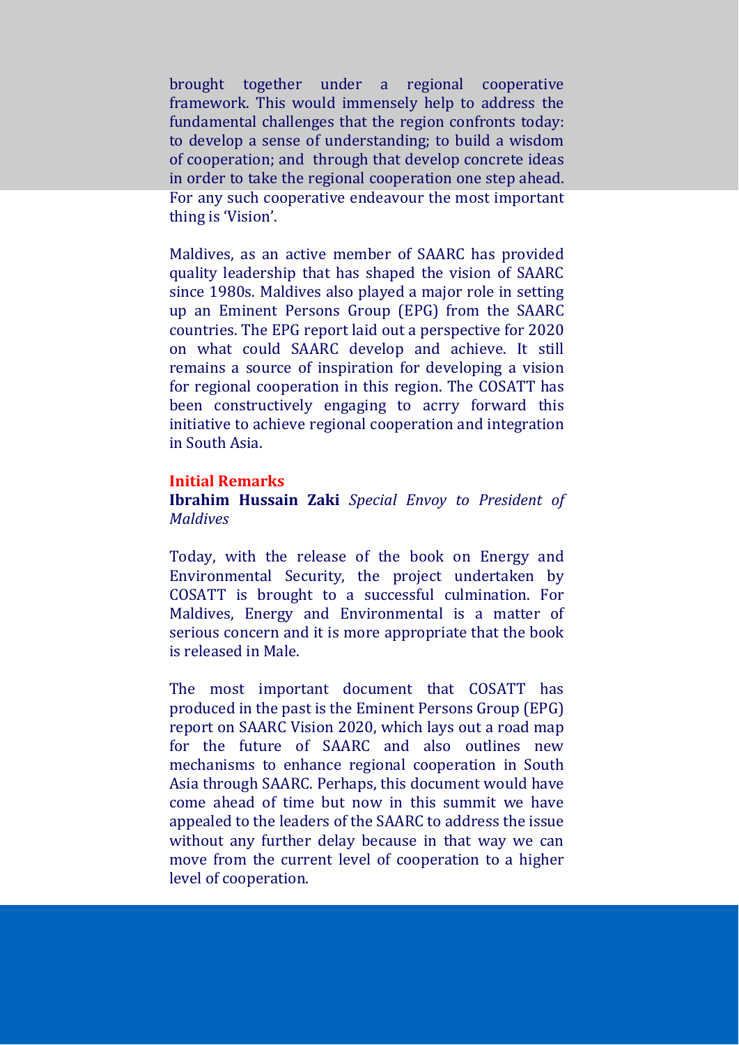brought together under a regional cooperative framework. This would immensely help to address the fundamental challenges that the region confronts today: to develop a sense of understanding; to build a wisdom of cooperation; and through that develop concrete ideas in order to take the regional cooperation one step ahead. For any such cooperative endeavour the most important thing is 'Vision'.

Maldives, as an active member of SAARC has provided quality leadership that has shaped the vision of SAARC since 1980s. Maldives also played a major role in setting up an Eminent Persons Group (EPG) from the SAARC countries. The EPG report laid out a perspective for 2020 on what could SAARC develop and achieve. It still remains a source of inspiration for developing a vision for regional cooperation in this region. The COSATT has been constructively engaging to acrry forward this initiative to achieve regional cooperation and integration in South Asia.

**Initial Remarks**

**Ibrahim Hussain Zaki** *Special Envoy to President of Maldives*

Today, with the release of the book on Energy and Environmental Security, the project undertaken by COSATT is brought to a successful culmination. For Maldives, Energy and Environmental is a matter of serious concern and it is more appropriate that the book is released in Male.

The most important document that COSATT has produced in the past is the Eminent Persons Group (EPG) report on SAARC Vision 2020, which lays out a road map for the future of SAARC and also outlines new mechanisms to enhance regional cooperation in South Asia through SAARC. Perhaps, this document would have come ahead of time but now in this summit we have appealed to the leaders of the SAARC to address the issue without any further delay because in that way we can move from the current level of cooperation to a higher level of cooperation.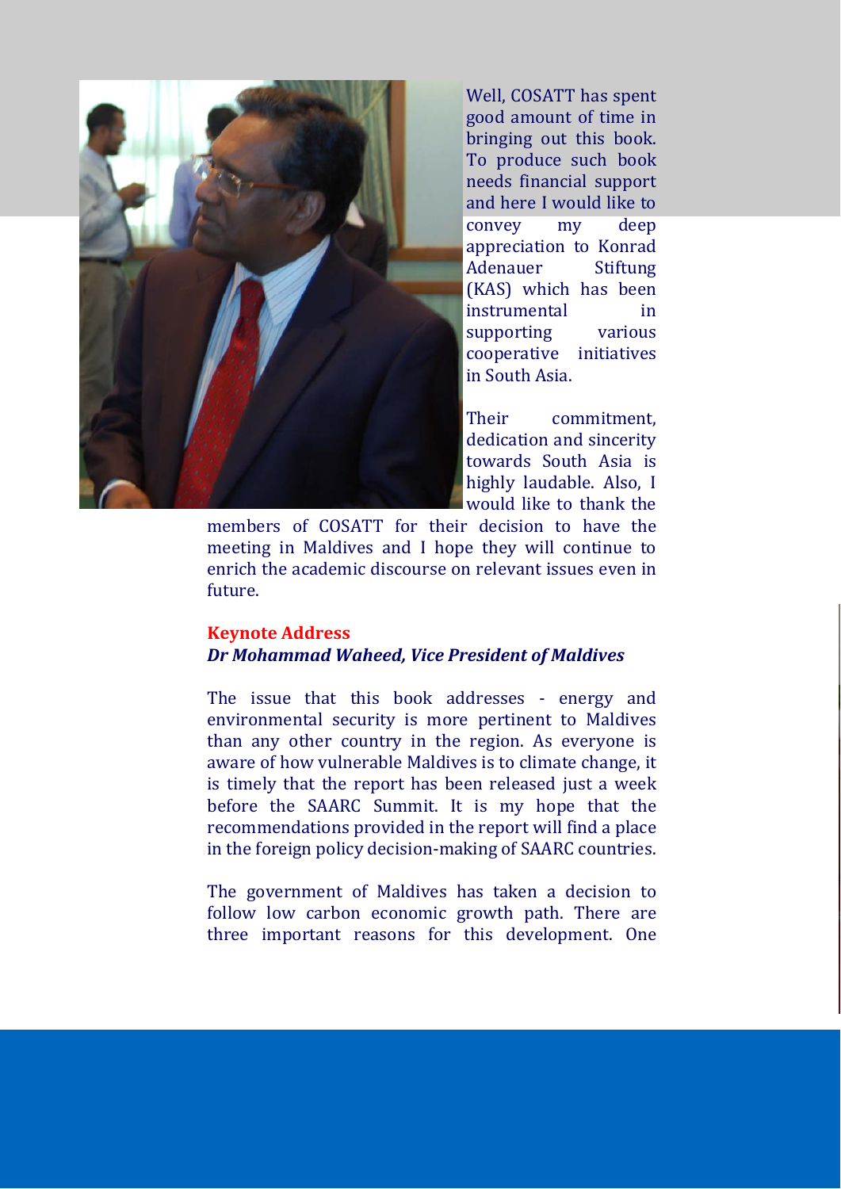Well, COSATT has spent good amount of time in bringing out this book. To produce such book needs financial support and here I would like to convey my deep appreciation to Konrad Adenauer Stiftung (KAS) which has been instrumental in supporting various cooperative initiatives in South Asia.

Their commitment, dedication and sincerity towards South Asia is highly laudable. Also, I would like to thank the members of COSATT for their decision to have the meeting in Maldives and I hope they will continue to enrich the academic discourse on relevant issues even in future.

## Keynote Address

***Dr Mohammad Waheed, Vice President of Maldives***

The issue that this book addresses - energy and environmental security is more pertinent to Maldives than any other country in the region. As everyone is aware of how vulnerable Maldives is to climate change, it is timely that the report has been released just a week before the SAARC Summit. It is my hope that the recommendations provided in the report will find a place in the foreign policy decision-making of SAARC countries.

The government of Maldives has taken a decision to follow low carbon economic growth path. There are three important reasons for this development. One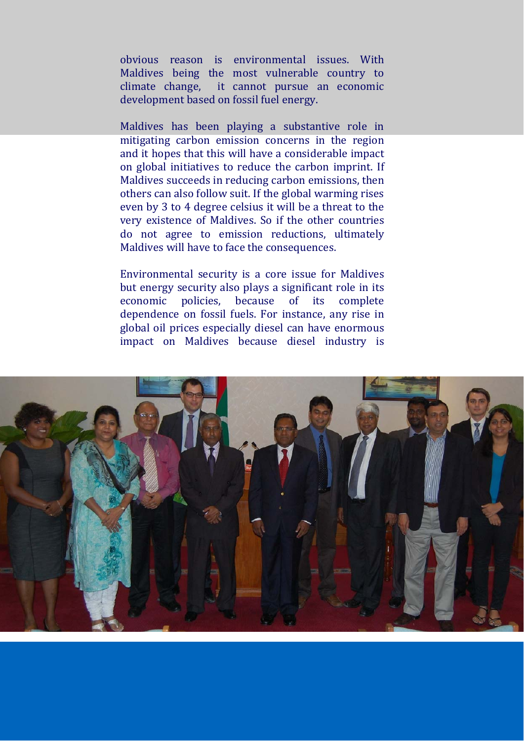obvious reason is environmental issues. With Maldives being the most vulnerable country to climate change, it cannot pursue an economic development based on fossil fuel energy.

Maldives has been playing a substantive role in mitigating carbon emission concerns in the region and it hopes that this will have a considerable impact on global initiatives to reduce the carbon imprint. If Maldives succeeds in reducing carbon emissions, then others can also follow suit. If the global warming rises even by 3 to 4 degree celsius it will be a threat to the very existence of Maldives. So if the other countries do not agree to emission reductions, ultimately Maldives will have to face the consequences.

Environmental security is a core issue for Maldives but energy security also plays a significant role in its economic policies, because of its complete dependence on fossil fuels. For instance, any rise in global oil prices especially diesel can have enormous impact on Maldives because diesel industry is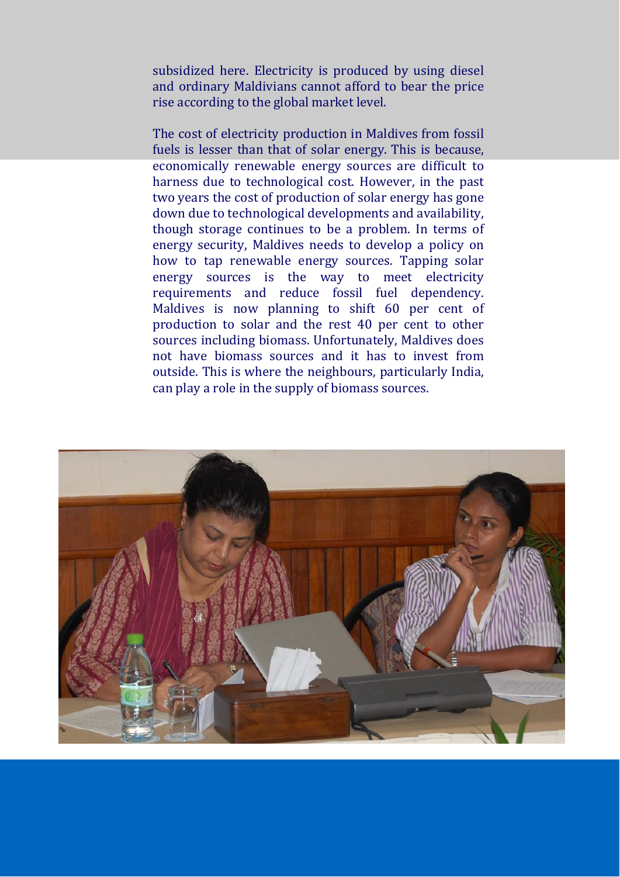subsidized here. Electricity is produced by using diesel and ordinary Maldivians cannot afford to bear the price rise according to the global market level.

The cost of electricity production in Maldives from fossil fuels is lesser than that of solar energy. This is because, economically renewable energy sources are difficult to harness due to technological cost. However, in the past two years the cost of production of solar energy has gone down due to technological developments and availability, though storage continues to be a problem. In terms of energy security, Maldives needs to develop a policy on how to tap renewable energy sources. Tapping solar energy sources is the way to meet electricity requirements and reduce fossil fuel dependency. Maldives is now planning to shift 60 per cent of production to solar and the rest 40 per cent to other sources including biomass. Unfortunately, Maldives does not have biomass sources and it has to invest from outside. This is where the neighbours, particularly India, can play a role in the supply of biomass sources.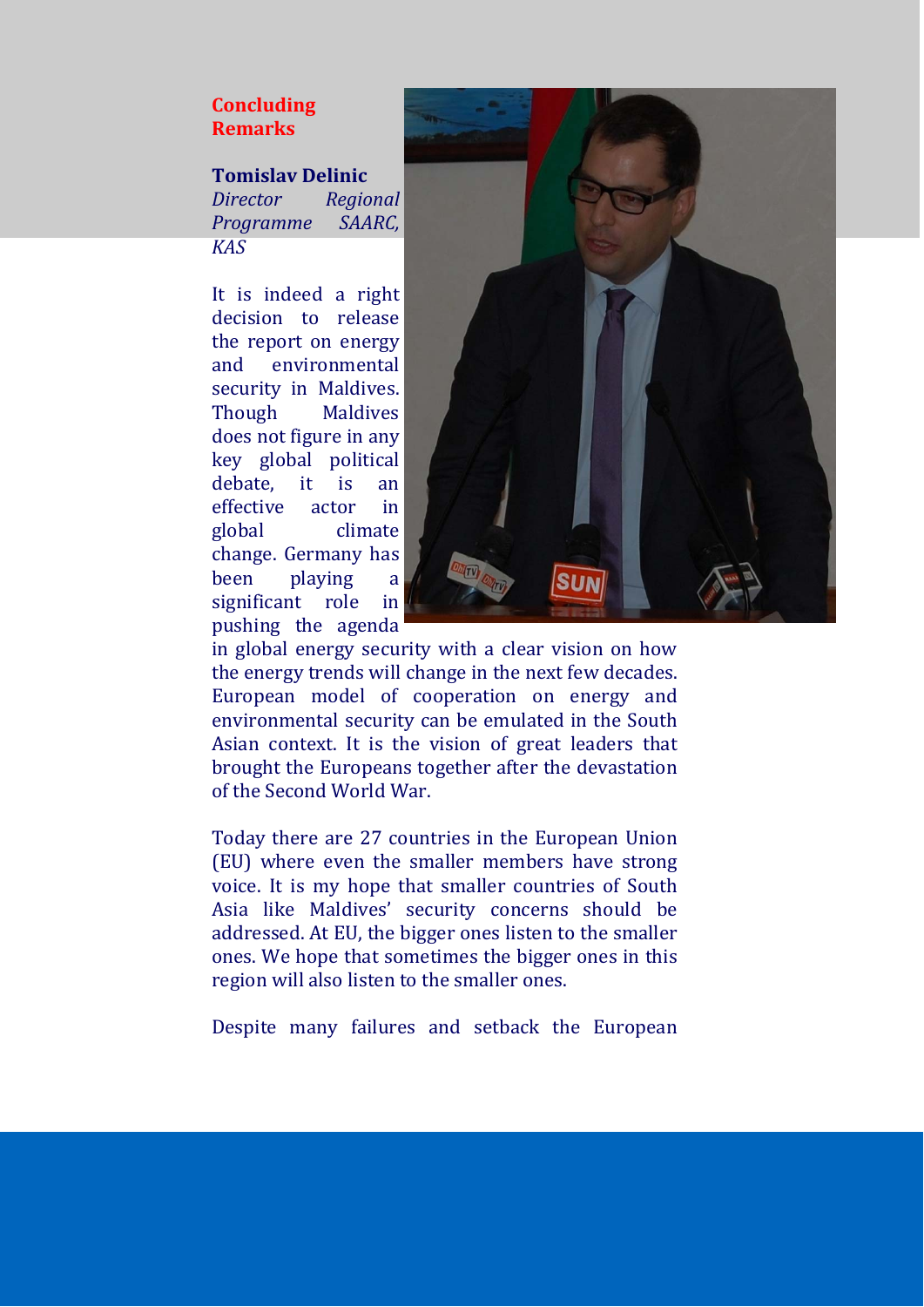## Concluding Remarks

**Tomislav Delinic**
*Director Regional Programme SAARC, KAS*

It is indeed a right decision to release the report on energy and environmental security in Maldives. Though Maldives does not figure in any key global political debate, it is an effective actor in global climate change. Germany has been playing a significant role in pushing the agenda in global energy security with a clear vision on how the energy trends will change in the next few decades. European model of cooperation on energy and environmental security can be emulated in the South Asian context. It is the vision of great leaders that brought the Europeans together after the devastation of the Second World War.

Today there are 27 countries in the European Union (EU) where even the smaller members have strong voice. It is my hope that smaller countries of South Asia like Maldives' security concerns should be addressed. At EU, the bigger ones listen to the smaller ones. We hope that sometimes the bigger ones in this region will also listen to the smaller ones.

Despite many failures and setback the European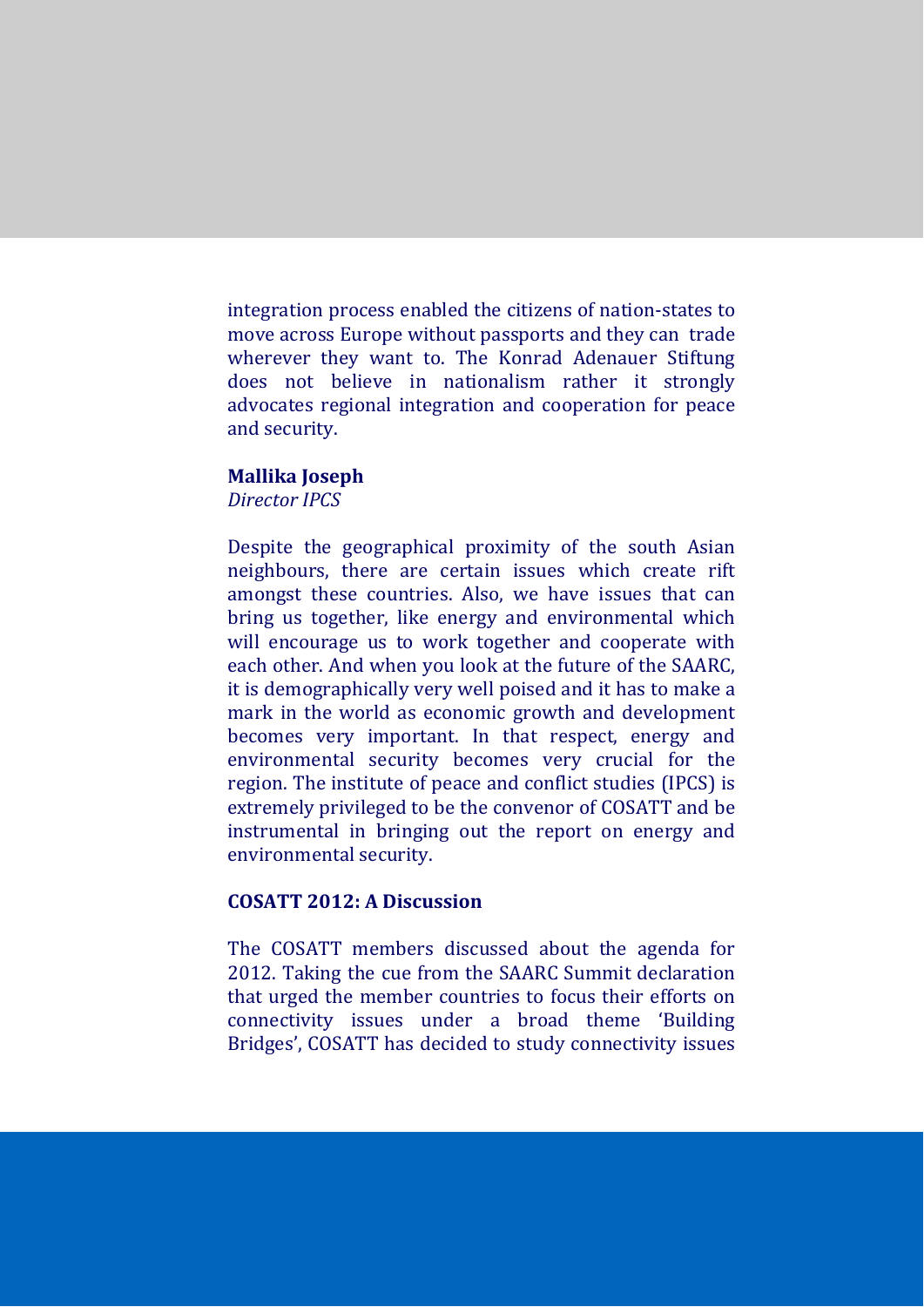integration process enabled the citizens of nation-states to move across Europe without passports and they can trade wherever they want to. The Konrad Adenauer Stiftung does not believe in nationalism rather it strongly advocates regional integration and cooperation for peace and security.

**Mallika Joseph**
*Director IPCS*

Despite the geographical proximity of the south Asian neighbours, there are certain issues which create rift amongst these countries. Also, we have issues that can bring us together, like energy and environmental which will encourage us to work together and cooperate with each other. And when you look at the future of the SAARC, it is demographically very well poised and it has to make a mark in the world as economic growth and development becomes very important. In that respect, energy and environmental security becomes very crucial for the region. The institute of peace and conflict studies (IPCS) is extremely privileged to be the convenor of COSATT and be instrumental in bringing out the report on energy and environmental security.

### COSATT 2012: A Discussion

The COSATT members discussed about the agenda for 2012. Taking the cue from the SAARC Summit declaration that urged the member countries to focus their efforts on connectivity issues under a broad theme 'Building Bridges', COSATT has decided to study connectivity issues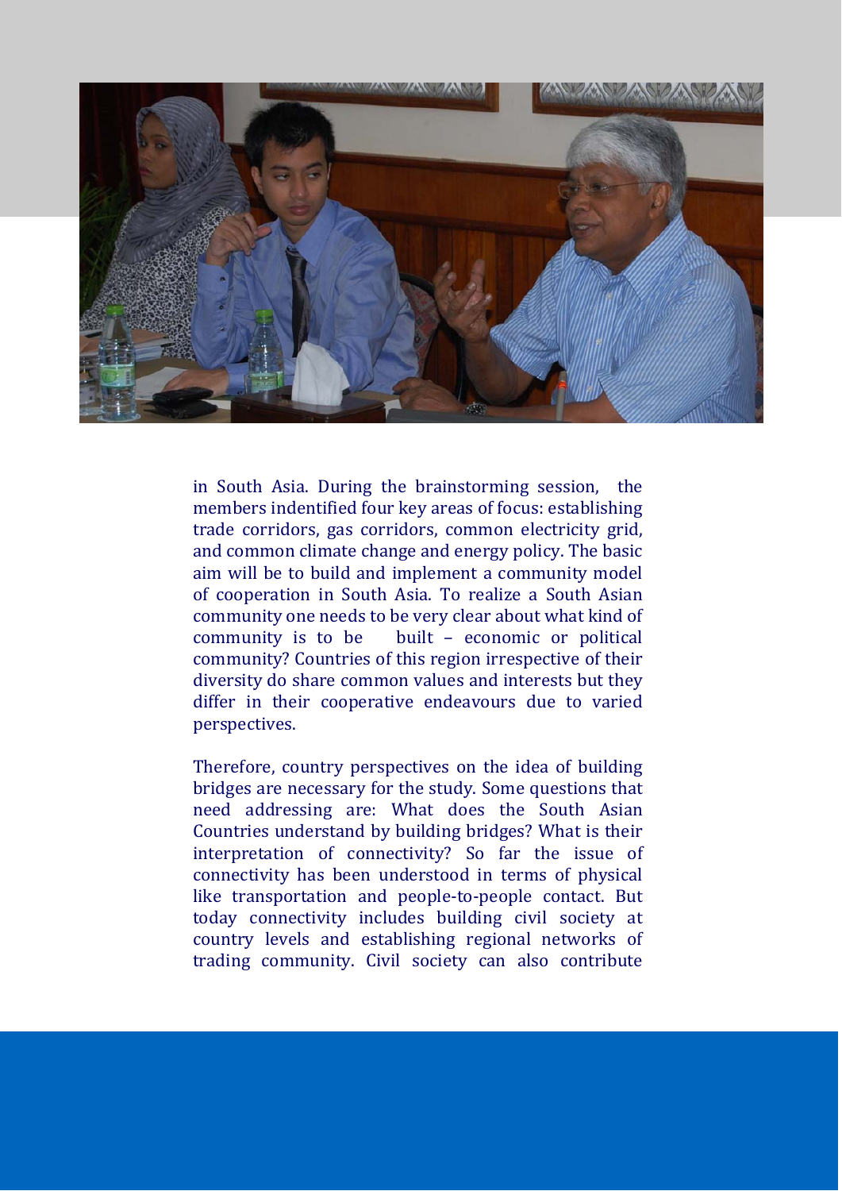in South Asia. During the brainstorming session, the members indentified four key areas of focus: establishing trade corridors, gas corridors, common electricity grid, and common climate change and energy policy. The basic aim will be to build and implement a community model of cooperation in South Asia. To realize a South Asian community one needs to be very clear about what kind of community is to be built – economic or political community? Countries of this region irrespective of their diversity do share common values and interests but they differ in their cooperative endeavours due to varied perspectives.

Therefore, country perspectives on the idea of building bridges are necessary for the study. Some questions that need addressing are: What does the South Asian Countries understand by building bridges? What is their interpretation of connectivity? So far the issue of connectivity has been understood in terms of physical like transportation and people-to-people contact. But today connectivity includes building civil society at country levels and establishing regional networks of trading community. Civil society can also contribute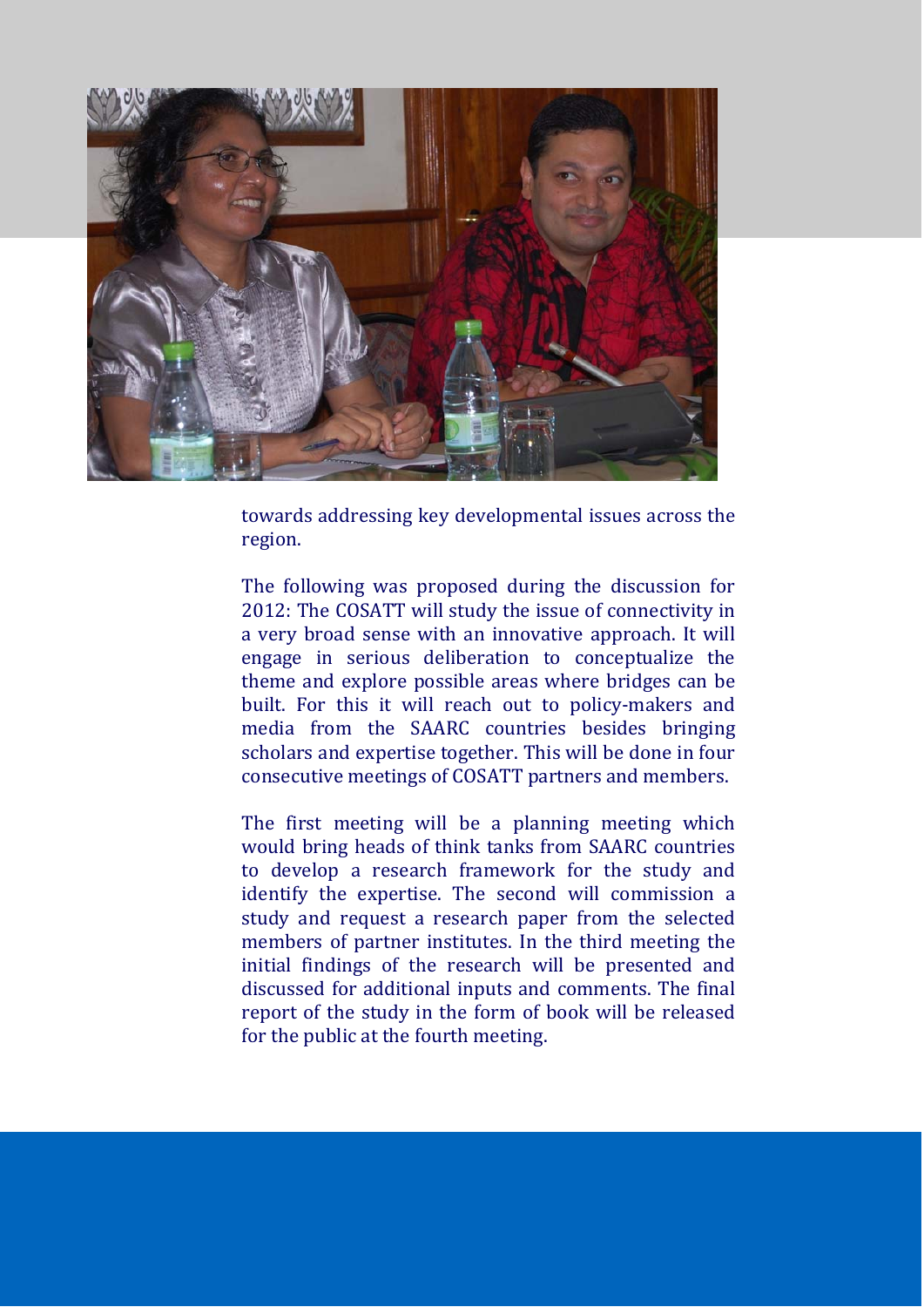towards addressing key developmental issues across the region.

The following was proposed during the discussion for 2012: The COSATT will study the issue of connectivity in a very broad sense with an innovative approach. It will engage in serious deliberation to conceptualize the theme and explore possible areas where bridges can be built. For this it will reach out to policy-makers and media from the SAARC countries besides bringing scholars and expertise together. This will be done in four consecutive meetings of COSATT partners and members.

The first meeting will be a planning meeting which would bring heads of think tanks from SAARC countries to develop a research framework for the study and identify the expertise. The second will commission a study and request a research paper from the selected members of partner institutes. In the third meeting the initial findings of the research will be presented and discussed for additional inputs and comments. The final report of the study in the form of book will be released for the public at the fourth meeting.